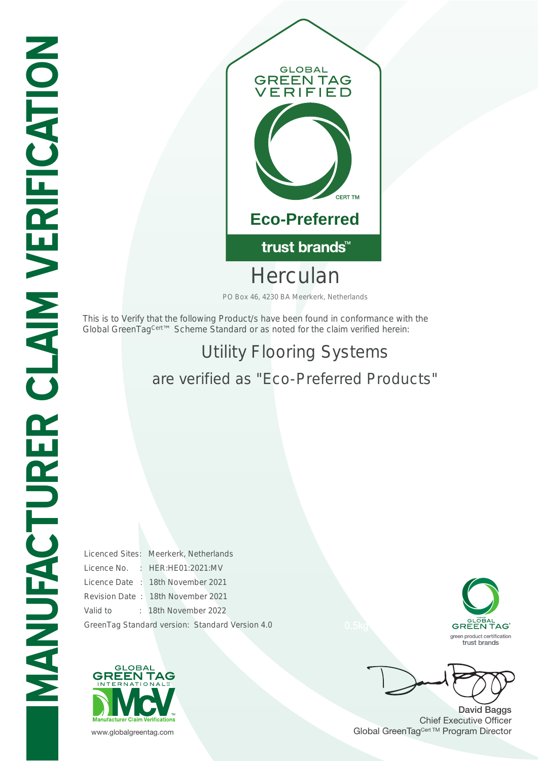# MANUFACTURER CLAIM VERIFICATION

GLOBAL GREEN TAG VERIFIED

CERT TM

**Eco-Preferred**

**trust brands™**

# Herculan

PO Box 46, 4230 BA Meerkerk, Netherlands

This is to Verify that the following Product/s have been found in conformance with the Global GreenTag[Cert™] Scheme Standard or as noted for the claim verified herein:

## Utility Flooring Systems

## are verified as "Eco-Preferred Products"

Licenced Sites: Meerkerk, Netherlands
Licence No. : HER:HE01:2021:MV
Licence Date : 18th November 2021
Revision Date : 18th November 2021
Valid to : 18th November 2022
GreenTag Standard version: Standard Version 4.0

0.5kg

GLOBAL GREEN TAG
green product certification
trust brands

GLOBAL GREEN TAG INTERNATIONAL
McV
Manufacturer Claim Verifications

www.globalgreentag.com

**David Baggs**
Chief Executive Officer
Global GreenTag[Cert TM] Program Director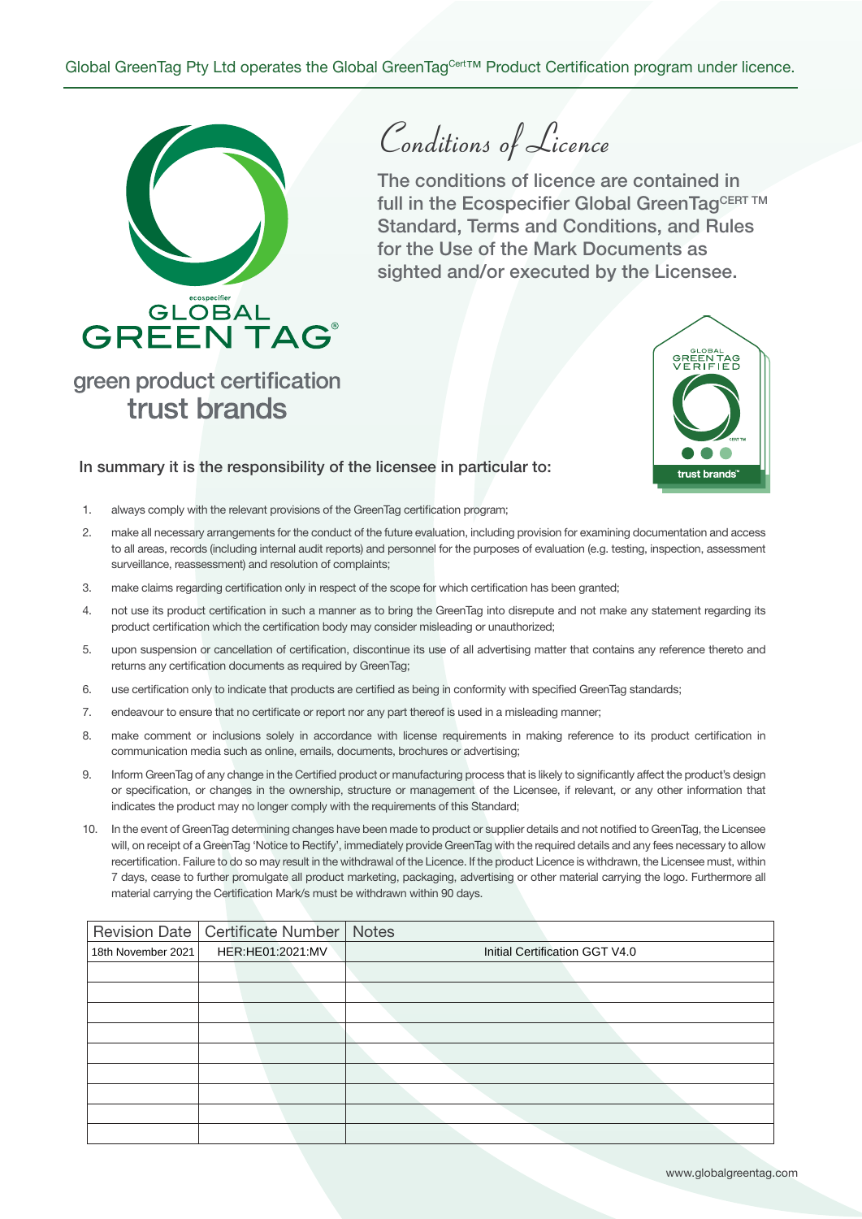Global GreenTag Pty Ltd operates the Global GreenTag[Cert™] Product Certification program under licence.

# Conditions of Licence

**The conditions of licence are contained in full in the Ecospecifier Global GreenTag[CERT TM] Standard, Terms and Conditions, and Rules for the Use of the Mark Documents as sighted and/or executed by the Licensee.**

ecospecifier GLOBAL GREEN TAG®

green product certification
trust brands

GLOBAL GREEN TAG VERIFIED CERT TM trust brands™

### In summary it is the responsibility of the licensee in particular to:

1. always comply with the relevant provisions of the GreenTag certification program;
2. make all necessary arrangements for the conduct of the future evaluation, including provision for examining documentation and access to all areas, records (including internal audit reports) and personnel for the purposes of evaluation (e.g. testing, inspection, assessment surveillance, reassessment) and resolution of complaints;
3. make claims regarding certification only in respect of the scope for which certification has been granted;
4. not use its product certification in such a manner as to bring the GreenTag into disrepute and not make any statement regarding its product certification which the certification body may consider misleading or unauthorized;
5. upon suspension or cancellation of certification, discontinue its use of all advertising matter that contains any reference thereto and returns any certification documents as required by GreenTag;
6. use certification only to indicate that products are certified as being in conformity with specified GreenTag standards;
7. endeavour to ensure that no certificate or report nor any part thereof is used in a misleading manner;
8. make comment or inclusions solely in accordance with license requirements in making reference to its product certification in communication media such as online, emails, documents, brochures or advertising;
9. Inform GreenTag of any change in the Certified product or manufacturing process that is likely to significantly affect the product's design or specification, or changes in the ownership, structure or management of the Licensee, if relevant, or any other information that indicates the product may no longer comply with the requirements of this Standard;
10. In the event of GreenTag determining changes have been made to product or supplier details and not notified to GreenTag, the Licensee will, on receipt of a GreenTag 'Notice to Rectify', immediately provide GreenTag with the required details and any fees necessary to allow recertification. Failure to do so may result in the withdrawal of the Licence. If the product Licence is withdrawn, the Licensee must, within 7 days, cease to further promulgate all product marketing, packaging, advertising or other material carrying the logo. Furthermore all material carrying the Certification Mark/s must be withdrawn within 90 days.

| Revision Date | Certificate Number | Notes |
|---|---|---|
| 18th November 2021 | HER:HE01:2021:MV | Initial Certification GGT V4.0 |
| | | |
| | | |
| | | |
| | | |
| | | |
| | | |
| | | |
| | | |
| | | |

www.globalgreentag.com